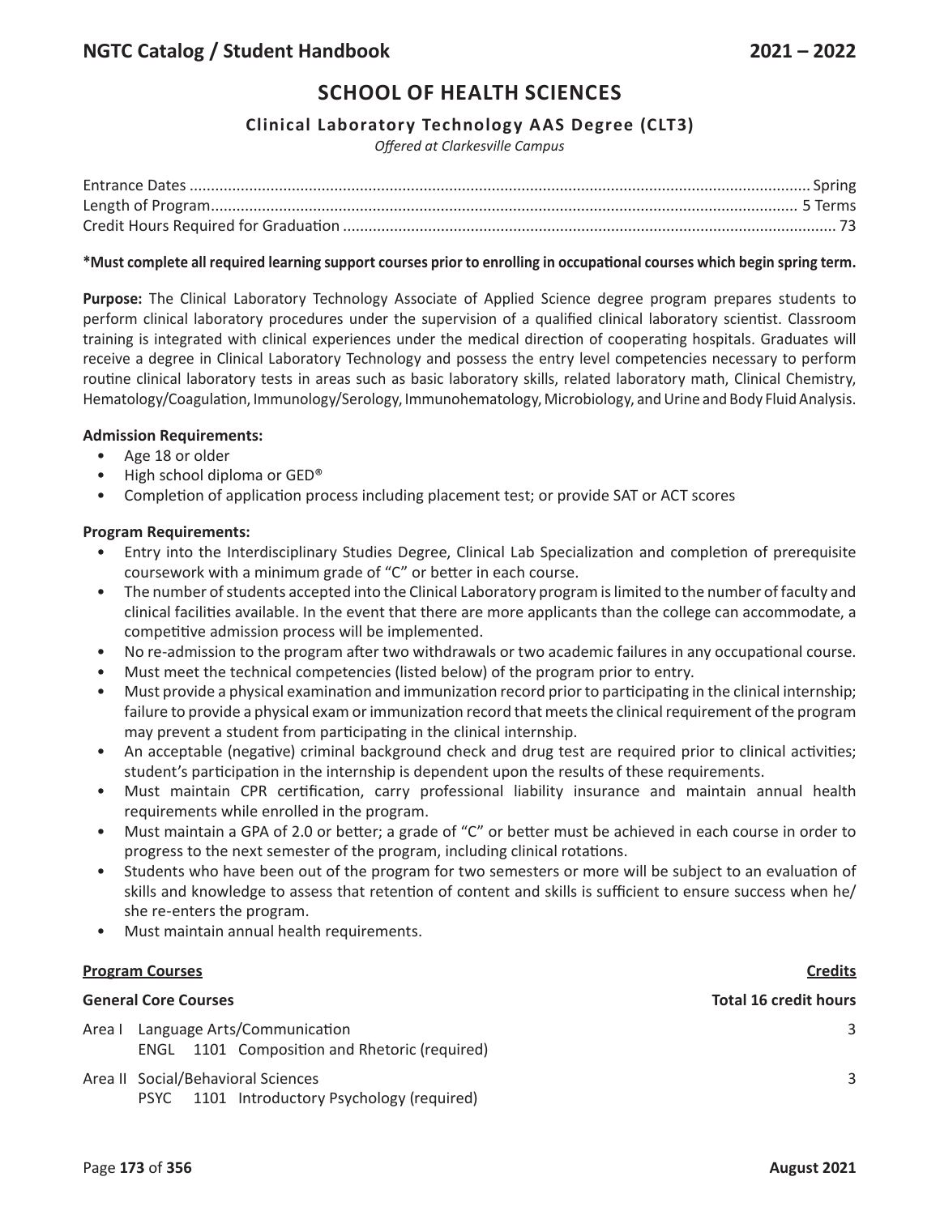# SCHOOL OF HEALTH SCIENCES

## Clinical Laboratory Technology AAS Degree (CLT3)

*Offered at Clarkesville Campus*

| | |
|---|---|
| Entrance Dates | Spring |
| Length of Program | 5 Terms |
| Credit Hours Required for Graduation | 73 |

**\*Must complete all required learning support courses prior to enrolling in occupational courses which begin spring term.**

**Purpose:** The Clinical Laboratory Technology Associate of Applied Science degree program prepares students to perform clinical laboratory procedures under the supervision of a qualified clinical laboratory scientist. Classroom training is integrated with clinical experiences under the medical direction of cooperating hospitals. Graduates will receive a degree in Clinical Laboratory Technology and possess the entry level competencies necessary to perform routine clinical laboratory tests in areas such as basic laboratory skills, related laboratory math, Clinical Chemistry, Hematology/Coagulation, Immunology/Serology, Immunohematology, Microbiology, and Urine and Body Fluid Analysis.

**Admission Requirements:**

- Age 18 or older
- High school diploma or GED®
- Completion of application process including placement test; or provide SAT or ACT scores

**Program Requirements:**

- Entry into the Interdisciplinary Studies Degree, Clinical Lab Specialization and completion of prerequisite coursework with a minimum grade of "C" or better in each course.
- The number of students accepted into the Clinical Laboratory program is limited to the number of faculty and clinical facilities available. In the event that there are more applicants than the college can accommodate, a competitive admission process will be implemented.
- No re-admission to the program after two withdrawals or two academic failures in any occupational course.
- Must meet the technical competencies (listed below) of the program prior to entry.
- Must provide a physical examination and immunization record prior to participating in the clinical internship; failure to provide a physical exam or immunization record that meets the clinical requirement of the program may prevent a student from participating in the clinical internship.
- An acceptable (negative) criminal background check and drug test are required prior to clinical activities; student's participation in the internship is dependent upon the results of these requirements.
- Must maintain CPR certification, carry professional liability insurance and maintain annual health requirements while enrolled in the program.
- Must maintain a GPA of 2.0 or better; a grade of "C" or better must be achieved in each course in order to progress to the next semester of the program, including clinical rotations.
- Students who have been out of the program for two semesters or more will be subject to an evaluation of skills and knowledge to assess that retention of content and skills is sufficient to ensure success when he/she re-enters the program.
- Must maintain annual health requirements.

| **Program Courses** | **Credits** |
|---|---|
| **General Core Courses** | **Total 16 credit hours** |
| Area I Language Arts/Communication<br>ENGL 1101 Composition and Rhetoric (required) | 3 |
| Area II Social/Behavioral Sciences<br>PSYC 1101 Introductory Psychology (required) | 3 |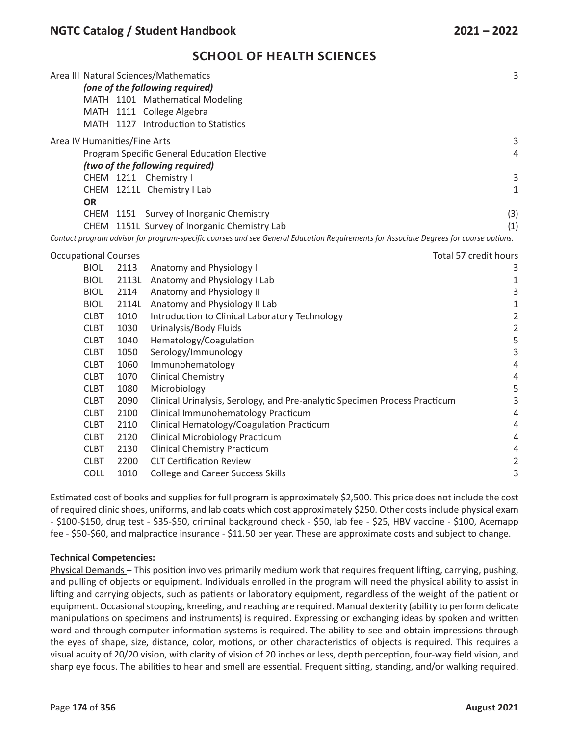## SCHOOL OF HEALTH SCIENCES

| | | | |
|---|---|---|---|
| Area III Natural Sciences/Mathematics | | | 3 |
| *(one of the following required)* | | | |
| MATH | 1101 | Mathematical Modeling | |
| MATH | 1111 | College Algebra | |
| MATH | 1127 | Introduction to Statistics | |
| Area IV Humanities/Fine Arts | | | 3 |
| Program Specific General Education Elective | | | 4 |
| *(two of the following required)* | | | |
| CHEM | 1211 | Chemistry I | 3 |
| CHEM | 1211L | Chemistry I Lab | 1 |
| **OR** | | | |
| CHEM | 1151 | Survey of Inorganic Chemistry | (3) |
| CHEM | 1151L | Survey of Inorganic Chemistry Lab | (1) |

*Contact program advisor for program-specific courses and see General Education Requirements for Associate Degrees for course options.*

| Occupational Courses | | | Total 57 credit hours |
|---|---|---|---|
| BIOL | 2113 | Anatomy and Physiology I | 3 |
| BIOL | 2113L | Anatomy and Physiology I Lab | 1 |
| BIOL | 2114 | Anatomy and Physiology II | 3 |
| BIOL | 2114L | Anatomy and Physiology II Lab | 1 |
| CLBT | 1010 | Introduction to Clinical Laboratory Technology | 2 |
| CLBT | 1030 | Urinalysis/Body Fluids | 2 |
| CLBT | 1040 | Hematology/Coagulation | 5 |
| CLBT | 1050 | Serology/Immunology | 3 |
| CLBT | 1060 | Immunohematology | 4 |
| CLBT | 1070 | Clinical Chemistry | 4 |
| CLBT | 1080 | Microbiology | 5 |
| CLBT | 2090 | Clinical Urinalysis, Serology, and Pre-analytic Specimen Process Practicum | 3 |
| CLBT | 2100 | Clinical Immunohematology Practicum | 4 |
| CLBT | 2110 | Clinical Hematology/Coagulation Practicum | 4 |
| CLBT | 2120 | Clinical Microbiology Practicum | 4 |
| CLBT | 2130 | Clinical Chemistry Practicum | 4 |
| CLBT | 2200 | CLT Certification Review | 2 |
| COLL | 1010 | College and Career Success Skills | 3 |

Estimated cost of books and supplies for full program is approximately $2,500. This price does not include the cost of required clinic shoes, uniforms, and lab coats which cost approximately $250. Other costs include physical exam - $100-$150, drug test - $35-$50, criminal background check - $50, lab fee - $25, HBV vaccine - $100, Acemapp fee - $50-$60, and malpractice insurance - $11.50 per year. These are approximate costs and subject to change.

**Technical Competencies:**

Physical Demands – This position involves primarily medium work that requires frequent lifting, carrying, pushing, and pulling of objects or equipment. Individuals enrolled in the program will need the physical ability to assist in lifting and carrying objects, such as patients or laboratory equipment, regardless of the weight of the patient or equipment. Occasional stooping, kneeling, and reaching are required. Manual dexterity (ability to perform delicate manipulations on specimens and instruments) is required. Expressing or exchanging ideas by spoken and written word and through computer information systems is required. The ability to see and obtain impressions through the eyes of shape, size, distance, color, motions, or other characteristics of objects is required. This requires a visual acuity of 20/20 vision, with clarity of vision of 20 inches or less, depth perception, four-way field vision, and sharp eye focus. The abilities to hear and smell are essential. Frequent sitting, standing, and/or walking required.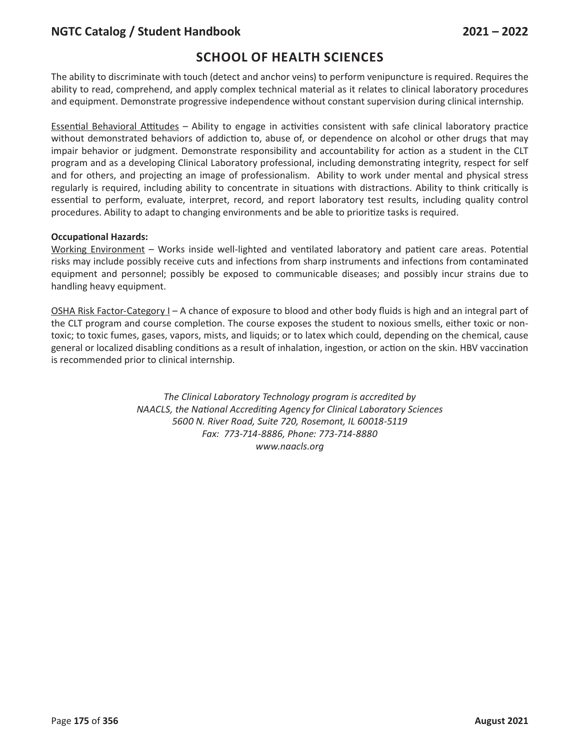## SCHOOL OF HEALTH SCIENCES

The ability to discriminate with touch (detect and anchor veins) to perform venipuncture is required. Requires the ability to read, comprehend, and apply complex technical material as it relates to clinical laboratory procedures and equipment. Demonstrate progressive independence without constant supervision during clinical internship.

Essential Behavioral Attitudes – Ability to engage in activities consistent with safe clinical laboratory practice without demonstrated behaviors of addiction to, abuse of, or dependence on alcohol or other drugs that may impair behavior or judgment. Demonstrate responsibility and accountability for action as a student in the CLT program and as a developing Clinical Laboratory professional, including demonstrating integrity, respect for self and for others, and projecting an image of professionalism. Ability to work under mental and physical stress regularly is required, including ability to concentrate in situations with distractions. Ability to think critically is essential to perform, evaluate, interpret, record, and report laboratory test results, including quality control procedures. Ability to adapt to changing environments and be able to prioritize tasks is required.

**Occupational Hazards:**

Working Environment – Works inside well-lighted and ventilated laboratory and patient care areas. Potential risks may include possibly receive cuts and infections from sharp instruments and infections from contaminated equipment and personnel; possibly be exposed to communicable diseases; and possibly incur strains due to handling heavy equipment.

OSHA Risk Factor-Category I – A chance of exposure to blood and other body fluids is high and an integral part of the CLT program and course completion. The course exposes the student to noxious smells, either toxic or non-toxic; to toxic fumes, gases, vapors, mists, and liquids; or to latex which could, depending on the chemical, cause general or localized disabling conditions as a result of inhalation, ingestion, or action on the skin. HBV vaccination is recommended prior to clinical internship.

*The Clinical Laboratory Technology program is accredited by*
*NAACLS, the National Accrediting Agency for Clinical Laboratory Sciences*
*5600 N. River Road, Suite 720, Rosemont, IL 60018-5119*
*Fax: 773-714-8886, Phone: 773-714-8880*
*www.naacls.org*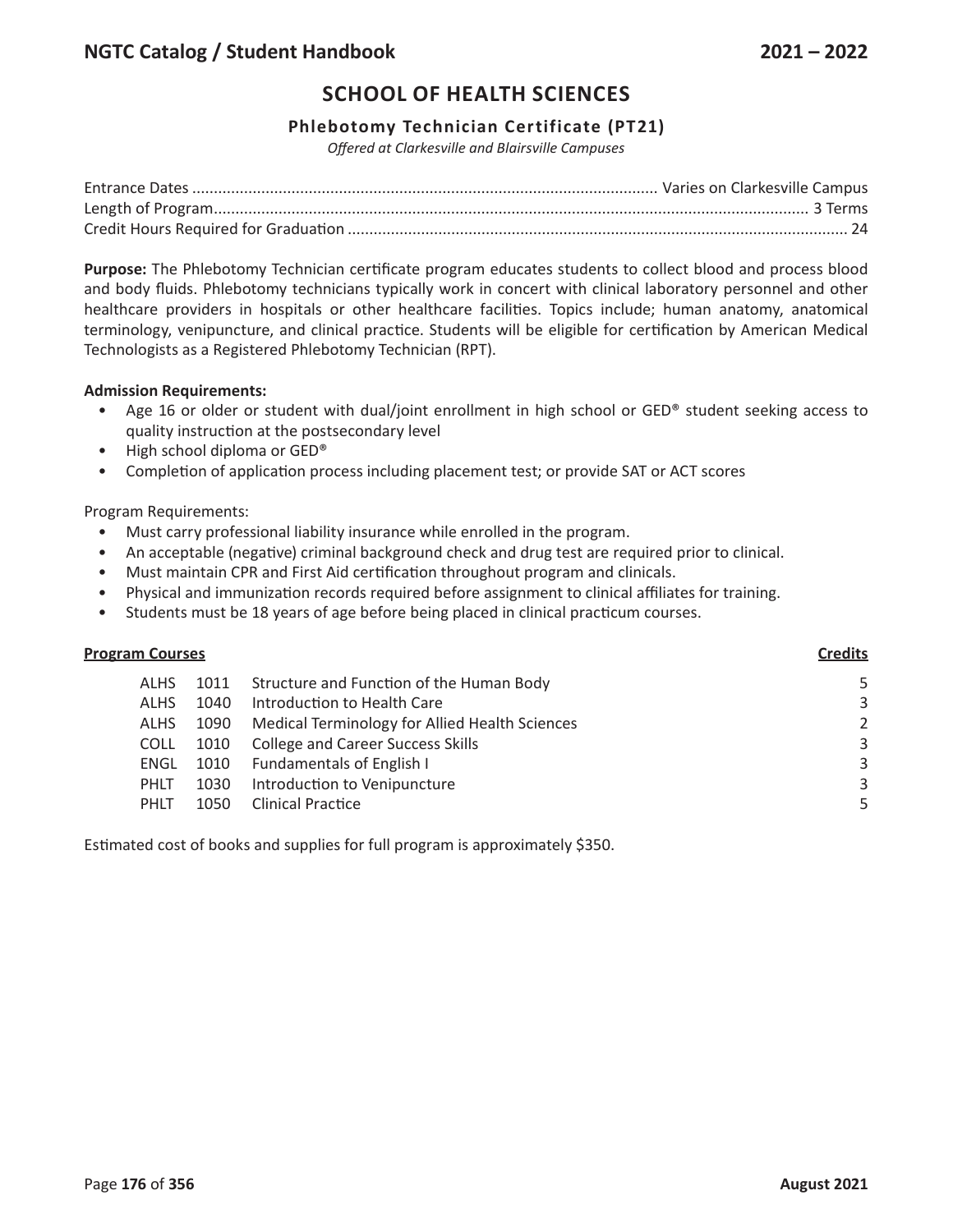# SCHOOL OF HEALTH SCIENCES

## Phlebotomy Technician Certificate (PT21)

*Offered at Clarkesville and Blairsville Campuses*

| | |
|---|---|
| Entrance Dates | Varies on Clarkesville Campus |
| Length of Program | 3 Terms |
| Credit Hours Required for Graduation | 24 |

**Purpose:** The Phlebotomy Technician certificate program educates students to collect blood and process blood and body fluids. Phlebotomy technicians typically work in concert with clinical laboratory personnel and other healthcare providers in hospitals or other healthcare facilities. Topics include; human anatomy, anatomical terminology, venipuncture, and clinical practice. Students will be eligible for certification by American Medical Technologists as a Registered Phlebotomy Technician (RPT).

**Admission Requirements:**

- Age 16 or older or student with dual/joint enrollment in high school or GED® student seeking access to quality instruction at the postsecondary level
- High school diploma or GED®
- Completion of application process including placement test; or provide SAT or ACT scores

Program Requirements:

- Must carry professional liability insurance while enrolled in the program.
- An acceptable (negative) criminal background check and drug test are required prior to clinical.
- Must maintain CPR and First Aid certification throughout program and clinicals.
- Physical and immunization records required before assignment to clinical affiliates for training.
- Students must be 18 years of age before being placed in clinical practicum courses.

| **Program Courses** | | | **Credits** |
|---|---|---|---|
| ALHS | 1011 | Structure and Function of the Human Body | 5 |
| ALHS | 1040 | Introduction to Health Care | 3 |
| ALHS | 1090 | Medical Terminology for Allied Health Sciences | 2 |
| COLL | 1010 | College and Career Success Skills | 3 |
| ENGL | 1010 | Fundamentals of English I | 3 |
| PHLT | 1030 | Introduction to Venipuncture | 3 |
| PHLT | 1050 | Clinical Practice | 5 |

Estimated cost of books and supplies for full program is approximately $350.